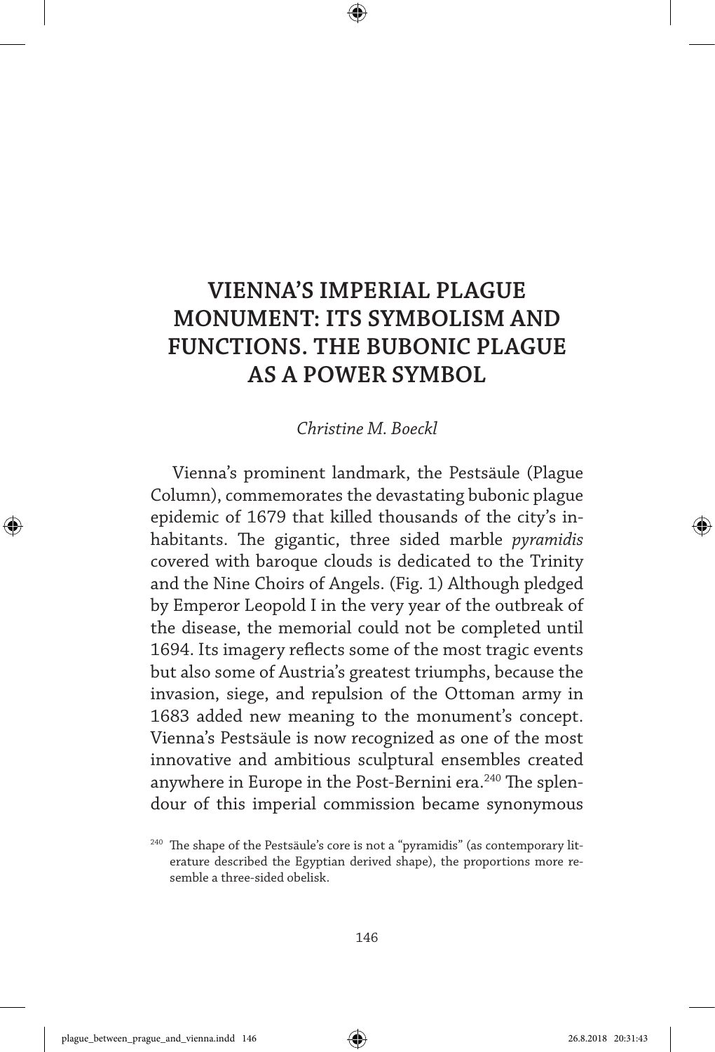# VIENNA'S IMPERIAL PLAGUE MONUMENT: ITS SYMBOLISM AND FUNCTIONS. THE BUBONIC PLAGUE AS A POWER SYMBOL

*Christine M. Boeckl*

Vienna's prominent landmark, the Pestsäule (Plague Column), commemorates the devastating bubonic plague epidemic of 1679 that killed thousands of the city's inhabitants. The gigantic, three sided marble *pyramidis* covered with baroque clouds is dedicated to the Trinity and the Nine Choirs of Angels. (Fig. 1) Although pledged by Emperor Leopold I in the very year of the outbreak of the disease, the memorial could not be completed until 1694. Its imagery reflects some of the most tragic events but also some of Austria's greatest triumphs, because the invasion, siege, and repulsion of the Ottoman army in 1683 added new meaning to the monument's concept. Vienna's Pestsäule is now recognized as one of the most innovative and ambitious sculptural ensembles created anywhere in Europe in the Post-Bernini era.[240] The splendour of this imperial commission became synonymous

[240] The shape of the Pestsäule's core is not a "pyramidis" (as contemporary literature described the Egyptian derived shape), the proportions more resemble a three-sided obelisk.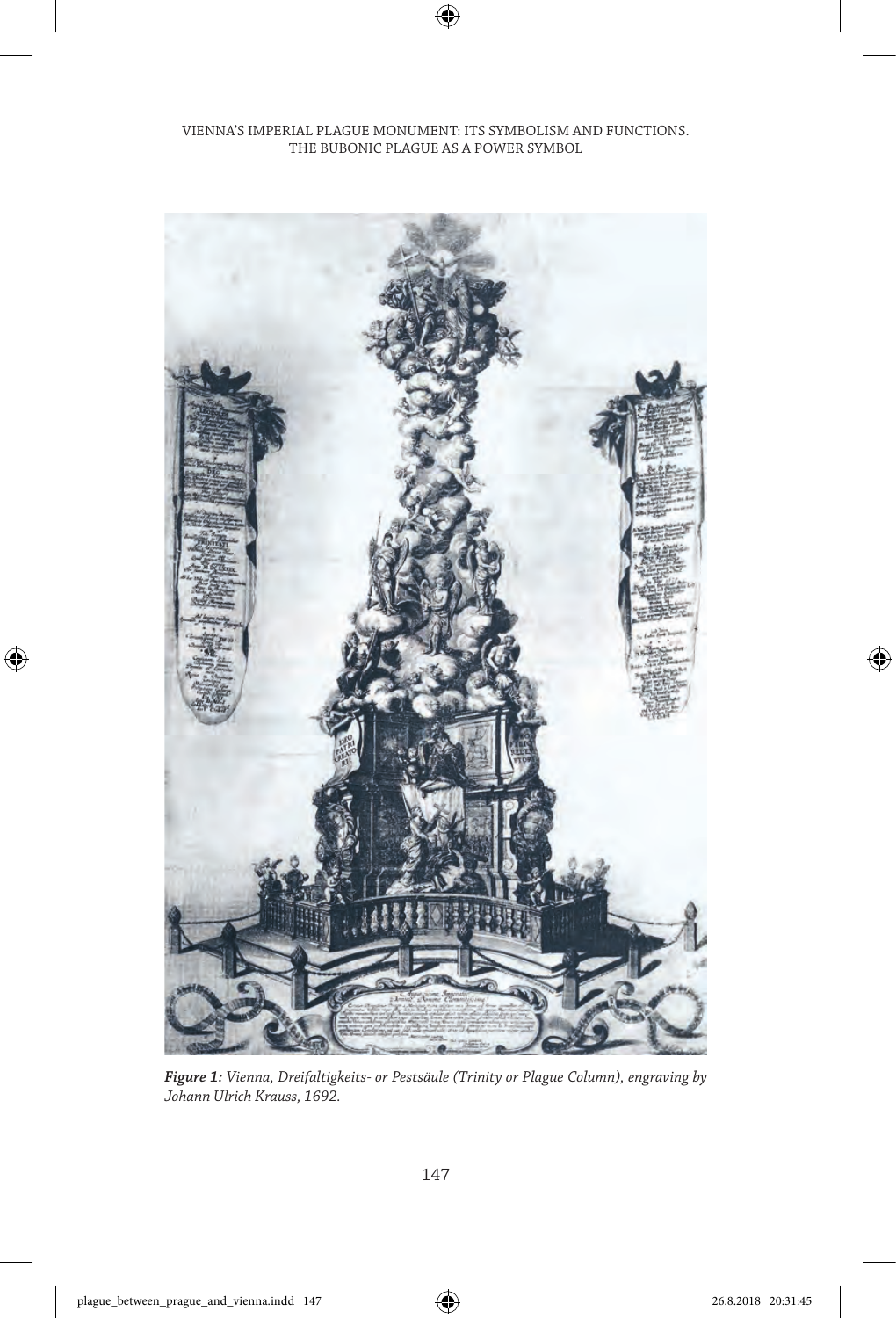*Figure 1: Vienna, Dreifaltigkeits- or Pestsäule (Trinity or Plague Column), engraving by Johann Ulrich Krauss, 1692.*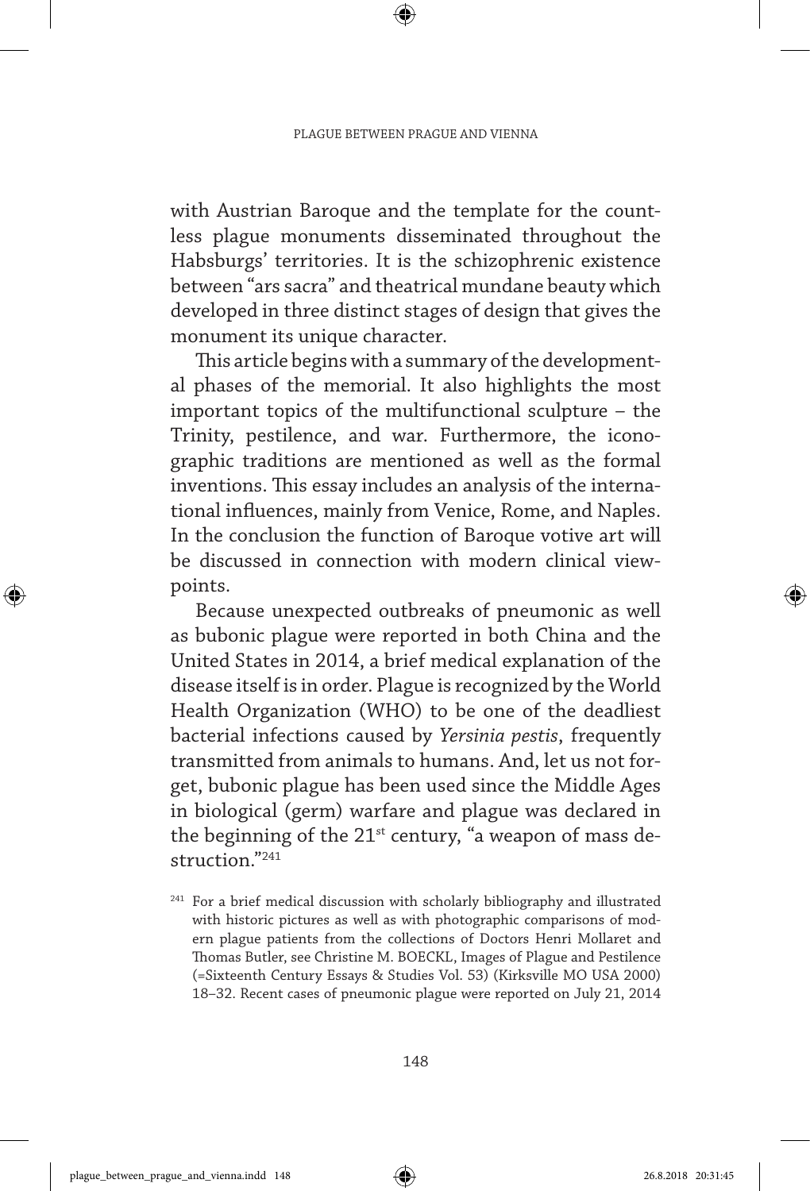with Austrian Baroque and the template for the countless plague monuments disseminated throughout the Habsburgs' territories. It is the schizophrenic existence between "ars sacra" and theatrical mundane beauty which developed in three distinct stages of design that gives the monument its unique character.

This article begins with a summary of the developmental phases of the memorial. It also highlights the most important topics of the multifunctional sculpture – the Trinity, pestilence, and war. Furthermore, the iconographic traditions are mentioned as well as the formal inventions. This essay includes an analysis of the international influences, mainly from Venice, Rome, and Naples. In the conclusion the function of Baroque votive art will be discussed in connection with modern clinical viewpoints.

Because unexpected outbreaks of pneumonic as well as bubonic plague were reported in both China and the United States in 2014, a brief medical explanation of the disease itself is in order. Plague is recognized by the World Health Organization (WHO) to be one of the deadliest bacterial infections caused by *Yersinia pestis*, frequently transmitted from animals to humans. And, let us not forget, bubonic plague has been used since the Middle Ages in biological (germ) warfare and plague was declared in the beginning of the 21st century, "a weapon of mass destruction."[241]

[241] For a brief medical discussion with scholarly bibliography and illustrated with historic pictures as well as with photographic comparisons of modern plague patients from the collections of Doctors Henri Mollaret and Thomas Butler, see Christine M. BOECKL, Images of Plague and Pestilence (=Sixteenth Century Essays & Studies Vol. 53) (Kirksville MO USA 2000) 18–32. Recent cases of pneumonic plague were reported on July 21, 2014